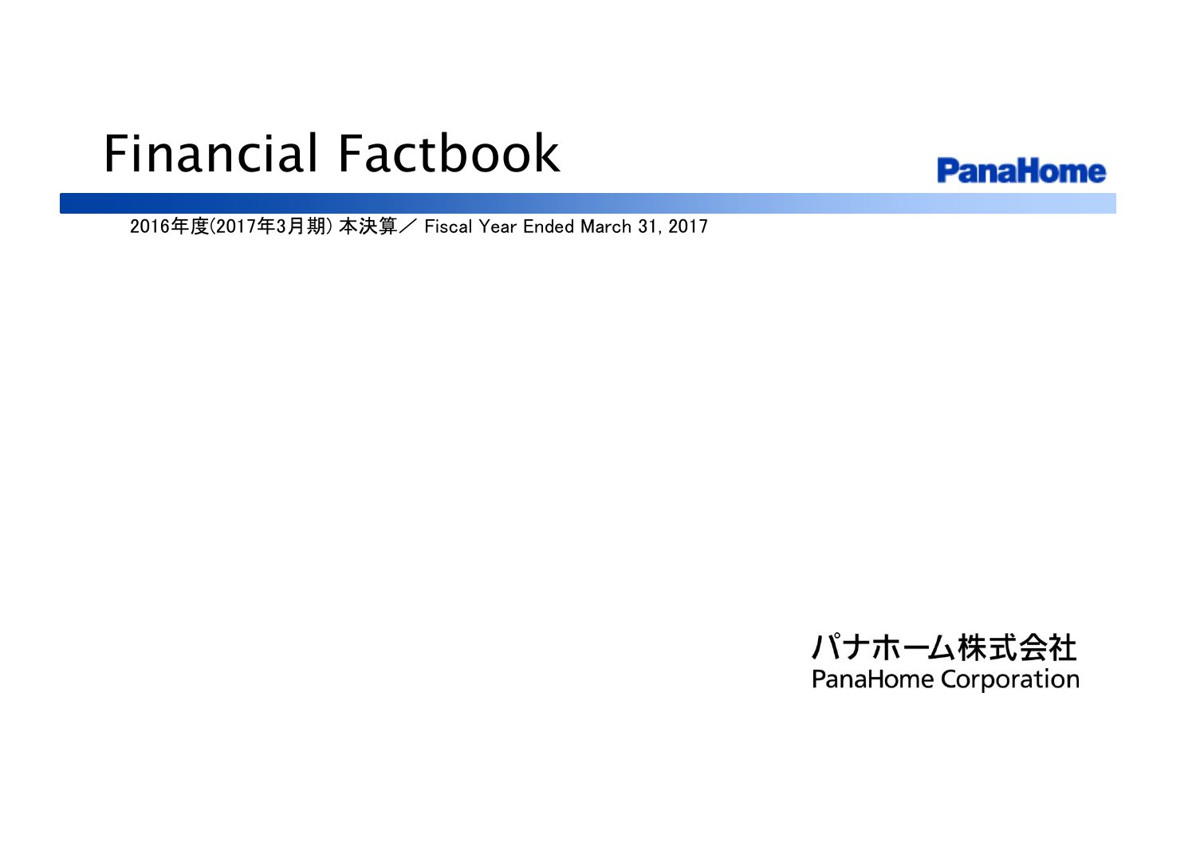# Financial Factbook

PanaHome

2016年度(2017年3月期) 本決算／ Fiscal Year Ended March 31, 2017

パナホーム株式会社
PanaHome Corporation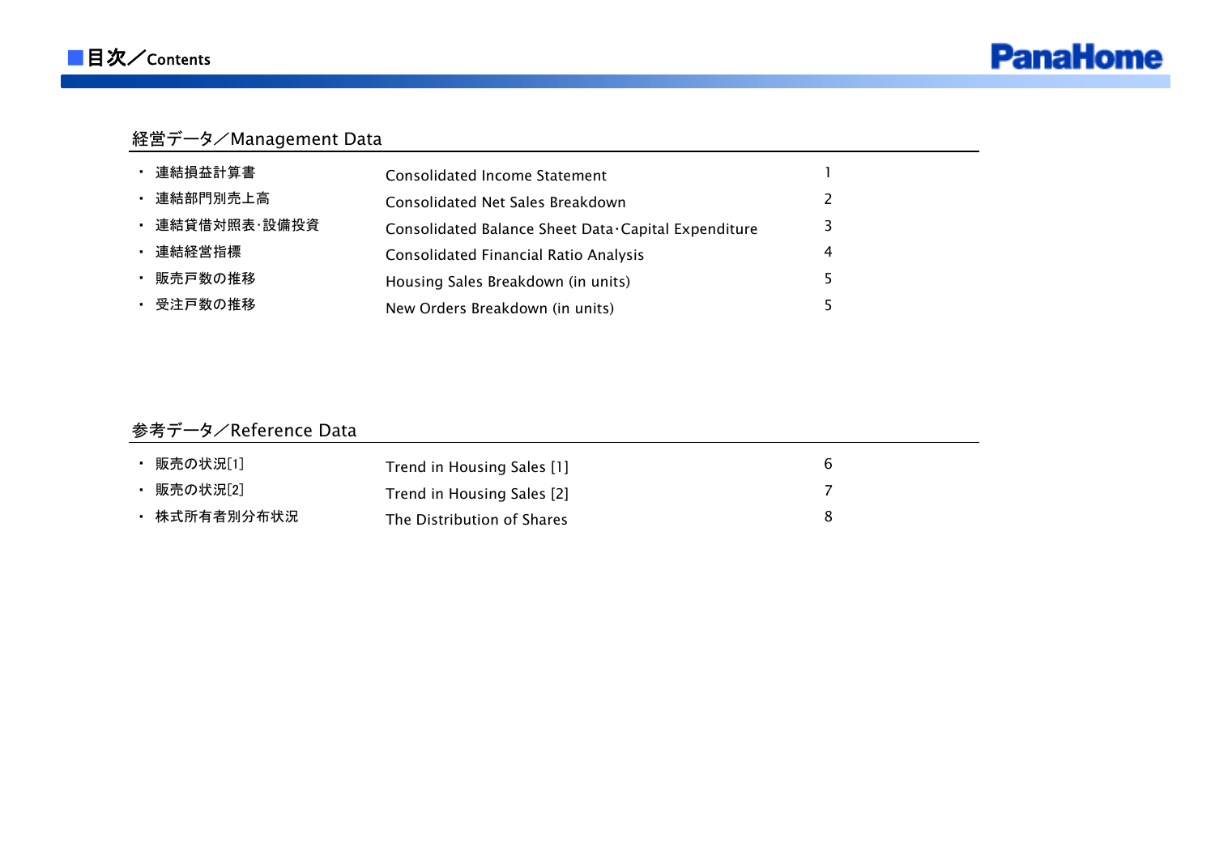# ■目次／Contents

PanaHome

## 経営データ／Management Data

| | | |
|---|---|---|
| ・ 連結損益計算書 | Consolidated Income Statement | 1 |
| ・ 連結部門別売上高 | Consolidated Net Sales Breakdown | 2 |
| ・ 連結貸借対照表･設備投資 | Consolidated Balance Sheet Data･Capital Expenditure | 3 |
| ・ 連結経営指標 | Consolidated Financial Ratio Analysis | 4 |
| ・ 販売戸数の推移 | Housing Sales Breakdown (in units) | 5 |
| ・ 受注戸数の推移 | New Orders Breakdown (in units) | 5 |

## 参考データ／Reference Data

| | | |
|---|---|---|
| ・ 販売の状況[1] | Trend in Housing Sales [1] | 6 |
| ・ 販売の状況[2] | Trend in Housing Sales [2] | 7 |
| ・ 株式所有者別分布状況 | The Distribution of Shares | 8 |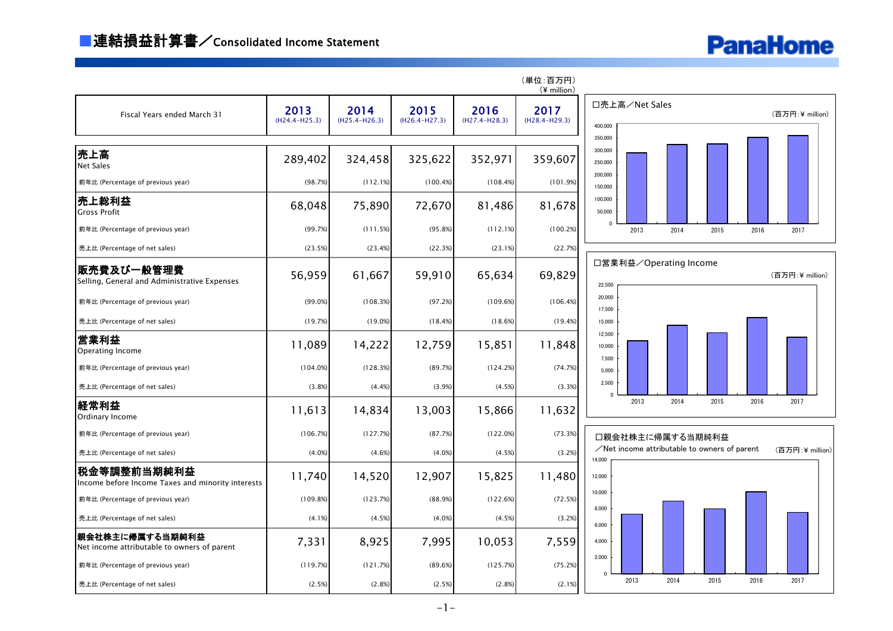## ■連結損益計算書／Consolidated Income Statement

（単位：百万円）
（¥ million）

| Fiscal Years ended March 31 | 2013 (H24.4-H25.3) | 2014 (H25.4-H26.3) | 2015 (H26.4-H27.3) | 2016 (H27.4-H28.3) | 2017 (H28.4-H29.3) |
|---|---|---|---|---|---|
| **売上高** Net Sales | 289,402 | 324,458 | 325,622 | 352,971 | 359,607 |
| 前年比 (Percentage of previous year) | (98.7%) | (112.1%) | (100.4%) | (108.4%) | (101.9%) |
| **売上総利益** Gross Profit | 68,048 | 75,890 | 72,670 | 81,486 | 81,678 |
| 前年比 (Percentage of previous year) | (99.7%) | (111.5%) | (95.8%) | (112.1%) | (100.2%) |
| 売上比 (Percentage of net sales) | (23.5%) | (23.4%) | (22.3%) | (23.1%) | (22.7%) |
| **販売費及び一般管理費** Selling, General and Administrative Expenses | 56,959 | 61,667 | 59,910 | 65,634 | 69,829 |
| 前年比 (Percentage of previous year) | (99.0%) | (108.3%) | (97.2%) | (109.6%) | (106.4%) |
| 売上比 (Percentage of net sales) | (19.7%) | (19.0%) | (18.4%) | (18.6%) | (19.4%) |
| **営業利益** Operating Income | 11,089 | 14,222 | 12,759 | 15,851 | 11,848 |
| 前年比 (Percentage of previous year) | (104.0%) | (128.3%) | (89.7%) | (124.2%) | (74.7%) |
| 売上比 (Percentage of net sales) | (3.8%) | (4.4%) | (3.9%) | (4.5%) | (3.3%) |
| **経常利益** Ordinary Income | 11,613 | 14,834 | 13,003 | 15,866 | 11,632 |
| 前年比 (Percentage of previous year) | (106.7%) | (127.7%) | (87.7%) | (122.0%) | (73.3%) |
| 売上比 (Percentage of net sales) | (4.0%) | (4.6%) | (4.0%) | (4.5%) | (3.2%) |
| **税金等調整前当期純利益** Income before Income Taxes and minority interests | 11,740 | 14,520 | 12,907 | 15,825 | 11,480 |
| 前年比 (Percentage of previous year) | (109.8%) | (123.7%) | (88.9%) | (122.6%) | (72.5%) |
| 売上比 (Percentage of net sales) | (4.1%) | (4.5%) | (4.0%) | (4.5%) | (3.2%) |
| **親会社株主に帰属する当期純利益** Net income attributable to owners of parent | 7,331 | 8,925 | 7,995 | 10,053 | 7,559 |
| 前年比 (Percentage of previous year) | (119.7%) | (121.7%) | (89.6%) | (125.7%) | (75.2%) |
| 売上比 (Percentage of net sales) | (2.5%) | (2.8%) | (2.5%) | (2.8%) | (2.1%) |

□売上高／Net Sales （百万円：¥ million）

□営業利益／Operating Income （百万円：¥ million）

□親会社株主に帰属する当期純利益 ／Net income attributable to owners of parent （百万円：¥ million）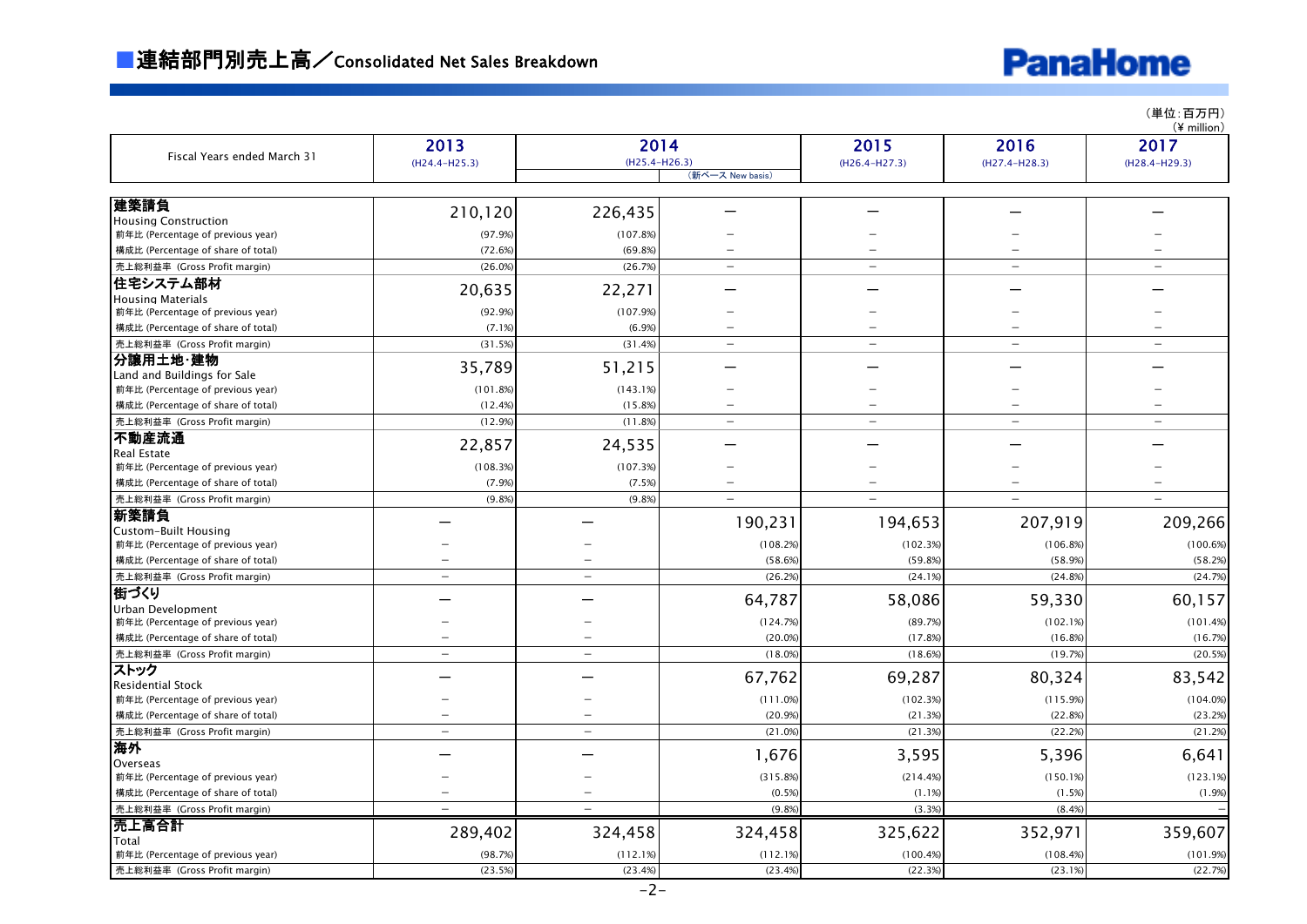## ■連結部門別売上高／Consolidated Net Sales Breakdown

PanaHome

（単位：百万円）
（¥ million）

| Fiscal Years ended March 31 | 2013 (H24.4-H25.3) | 2014 (H25.4-H26.3) | 2014 (H25.4-H26.3)（新ベース New basis） | 2015 (H26.4-H27.3) | 2016 (H27.4-H28.3) | 2017 (H28.4-H29.3) |
|---|---|---|---|---|---|---|
| **建築請負** Housing Construction | 210,120 | 226,435 | ― | ― | ― | ― |
| 前年比 (Percentage of previous year) | (97.9%) | (107.8%) | ― | ― | ― | ― |
| 構成比 (Percentage of share of total) | (72.6%) | (69.8%) | ― | ― | ― | ― |
| 売上総利益率 (Gross Profit margin) | (26.0%) | (26.7%) | ― | ― | ― | ― |
| **住宅システム部材** Housing Materials | 20,635 | 22,271 | ― | ― | ― | ― |
| 前年比 (Percentage of previous year) | (92.9%) | (107.9%) | ― | ― | ― | ― |
| 構成比 (Percentage of share of total) | (7.1%) | (6.9%) | ― | ― | ― | ― |
| 売上総利益率 (Gross Profit margin) | (31.5%) | (31.4%) | ― | ― | ― | ― |
| **分譲用土地・建物** Land and Buildings for Sale | 35,789 | 51,215 | ― | ― | ― | ― |
| 前年比 (Percentage of previous year) | (101.8%) | (143.1%) | ― | ― | ― | ― |
| 構成比 (Percentage of share of total) | (12.4%) | (15.8%) | ― | ― | ― | ― |
| 売上総利益率 (Gross Profit margin) | (12.9%) | (11.8%) | ― | ― | ― | ― |
| **不動産流通** Real Estate | 22,857 | 24,535 | ― | ― | ― | ― |
| 前年比 (Percentage of previous year) | (108.3%) | (107.3%) | ― | ― | ― | ― |
| 構成比 (Percentage of share of total) | (7.9%) | (7.5%) | ― | ― | ― | ― |
| 売上総利益率 (Gross Profit margin) | (9.8%) | (9.8%) | ― | ― | ― | ― |
| **新築請負** Custom-Built Housing | ― | ― | 190,231 | 194,653 | 207,919 | 209,266 |
| 前年比 (Percentage of previous year) | ― | ― | (108.2%) | (102.3%) | (106.8%) | (100.6%) |
| 構成比 (Percentage of share of total) | ― | ― | (58.6%) | (59.8%) | (58.9%) | (58.2%) |
| 売上総利益率 (Gross Profit margin) | ― | ― | (26.2%) | (24.1%) | (24.8%) | (24.7%) |
| **街づくり** Urban Development | ― | ― | 64,787 | 58,086 | 59,330 | 60,157 |
| 前年比 (Percentage of previous year) | ― | ― | (124.7%) | (89.7%) | (102.1%) | (101.4%) |
| 構成比 (Percentage of share of total) | ― | ― | (20.0%) | (17.8%) | (16.8%) | (16.7%) |
| 売上総利益率 (Gross Profit margin) | ― | ― | (18.0%) | (18.6%) | (19.7%) | (20.5%) |
| **ストック** Residential Stock | ― | ― | 67,762 | 69,287 | 80,324 | 83,542 |
| 前年比 (Percentage of previous year) | ― | ― | (111.0%) | (102.3%) | (115.9%) | (104.0%) |
| 構成比 (Percentage of share of total) | ― | ― | (20.9%) | (21.3%) | (22.8%) | (23.2%) |
| 売上総利益率 (Gross Profit margin) | ― | ― | (21.0%) | (21.3%) | (22.2%) | (21.2%) |
| **海外** Overseas | ― | ― | 1,676 | 3,595 | 5,396 | 6,641 |
| 前年比 (Percentage of previous year) | ― | ― | (315.8%) | (214.4%) | (150.1%) | (123.1%) |
| 構成比 (Percentage of share of total) | ― | ― | (0.5%) | (1.1%) | (1.5%) | (1.9%) |
| 売上総利益率 (Gross Profit margin) | ― | ― | (9.8%) | (3.3%) | (8.4%) | ― |
| **売上高合計** Total | 289,402 | 324,458 | 324,458 | 325,622 | 352,971 | 359,607 |
| 前年比 (Percentage of previous year) | (98.7%) | (112.1%) | (112.1%) | (100.4%) | (108.4%) | (101.9%) |
| 売上総利益率 (Gross Profit margin) | (23.5%) | (23.4%) | (23.4%) | (22.3%) | (23.1%) | (22.7%) |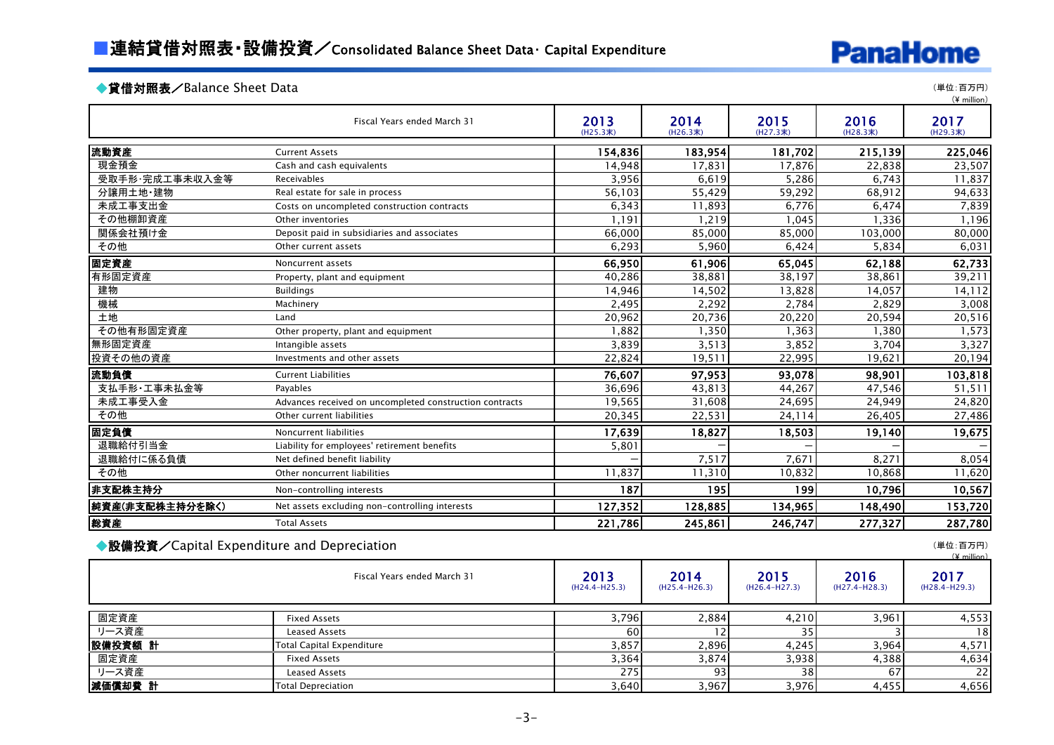# ■連結貸借対照表・設備投資／Consolidated Balance Sheet Data・ Capital Expenditure

PanaHome

## ◆貸借対照表／Balance Sheet Data

(単位:百万円)
(¥ million)

| | Fiscal Years ended March 31 | 2013 (H25.3末) | 2014 (H26.3末) | 2015 (H27.3末) | 2016 (H28.3末) | 2017 (H29.3末) |
|---|---|---|---|---|---|---|
| **流動資産** | Current Assets | **154,836** | **183,954** | **181,702** | **215,139** | **225,046** |
| 現金預金 | Cash and cash equivalents | 14,948 | 17,831 | 17,876 | 22,838 | 23,507 |
| 受取手形・完成工事未収入金等 | Receivables | 3,956 | 6,619 | 5,286 | 6,743 | 11,837 |
| 分譲用土地・建物 | Real estate for sale in process | 56,103 | 55,429 | 59,292 | 68,912 | 94,633 |
| 未成工事支出金 | Costs on uncompleted construction contracts | 6,343 | 11,893 | 6,776 | 6,474 | 7,839 |
| その他棚卸資産 | Other inventories | 1,191 | 1,219 | 1,045 | 1,336 | 1,196 |
| 関係会社預け金 | Deposit paid in subsidiaries and associates | 66,000 | 85,000 | 85,000 | 103,000 | 80,000 |
| その他 | Other current assets | 6,293 | 5,960 | 6,424 | 5,834 | 6,031 |
| **固定資産** | Noncurrent assets | **66,950** | **61,906** | **65,045** | **62,188** | **62,733** |
| 有形固定資産 | Property, plant and equipment | 40,286 | 38,881 | 38,197 | 38,861 | 39,211 |
| 建物 | Buildings | 14,946 | 14,502 | 13,828 | 14,057 | 14,112 |
| 機械 | Machinery | 2,495 | 2,292 | 2,784 | 2,829 | 3,008 |
| 土地 | Land | 20,962 | 20,736 | 20,220 | 20,594 | 20,516 |
| その他有形固定資産 | Other property, plant and equipment | 1,882 | 1,350 | 1,363 | 1,380 | 1,573 |
| 無形固定資産 | Intangible assets | 3,839 | 3,513 | 3,852 | 3,704 | 3,327 |
| 投資その他の資産 | Investments and other assets | 22,824 | 19,511 | 22,995 | 19,621 | 20,194 |
| **流動負債** | Current Liabilities | **76,607** | **97,953** | **93,078** | **98,901** | **103,818** |
| 支払手形・工事未払金等 | Payables | 36,696 | 43,813 | 44,267 | 47,546 | 51,511 |
| 未成工事受入金 | Advances received on uncompleted construction contracts | 19,565 | 31,608 | 24,695 | 24,949 | 24,820 |
| その他 | Other current liabilities | 20,345 | 22,531 | 24,114 | 26,405 | 27,486 |
| **固定負債** | Noncurrent liabilities | **17,639** | **18,827** | **18,503** | **19,140** | **19,675** |
| 退職給付引当金 | Liability for employees' retirement benefits | 5,801 | － | － | － | － |
| 退職給付に係る負債 | Net defined benefit liability | － | 7,517 | 7,671 | 8,271 | 8,054 |
| その他 | Other noncurrent liabilities | 11,837 | 11,310 | 10,832 | 10,868 | 11,620 |
| **非支配株主持分** | Non-controlling interests | **187** | **195** | **199** | **10,796** | **10,567** |
| **純資産(非支配株主持分を除く)** | Net assets excluding non-controlling interests | **127,352** | **128,885** | **134,965** | **148,490** | **153,720** |
| **総資産** | Total Assets | **221,786** | **245,861** | **246,747** | **277,327** | **287,780** |

## ◆設備投資／Capital Expenditure and Depreciation

(単位:百万円)
(¥ million)

| | Fiscal Years ended March 31 | 2013 (H24.4-H25.3) | 2014 (H25.4-H26.3) | 2015 (H26.4-H27.3) | 2016 (H27.4-H28.3) | 2017 (H28.4-H29.3) |
|---|---|---|---|---|---|---|
| 固定資産 | Fixed Assets | 3,796 | 2,884 | 4,210 | 3,961 | 4,553 |
| リース資産 | Leased Assets | 60 | 12 | 35 | 3 | 18 |
| **設備投資額 計** | Total Capital Expenditure | 3,857 | 2,896 | 4,245 | 3,964 | 4,571 |
| 固定資産 | Fixed Assets | 3,364 | 3,874 | 3,938 | 4,388 | 4,634 |
| リース資産 | Leased Assets | 275 | 93 | 38 | 67 | 22 |
| **減価償却費 計** | Total Depreciation | 3,640 | 3,967 | 3,976 | 4,455 | 4,656 |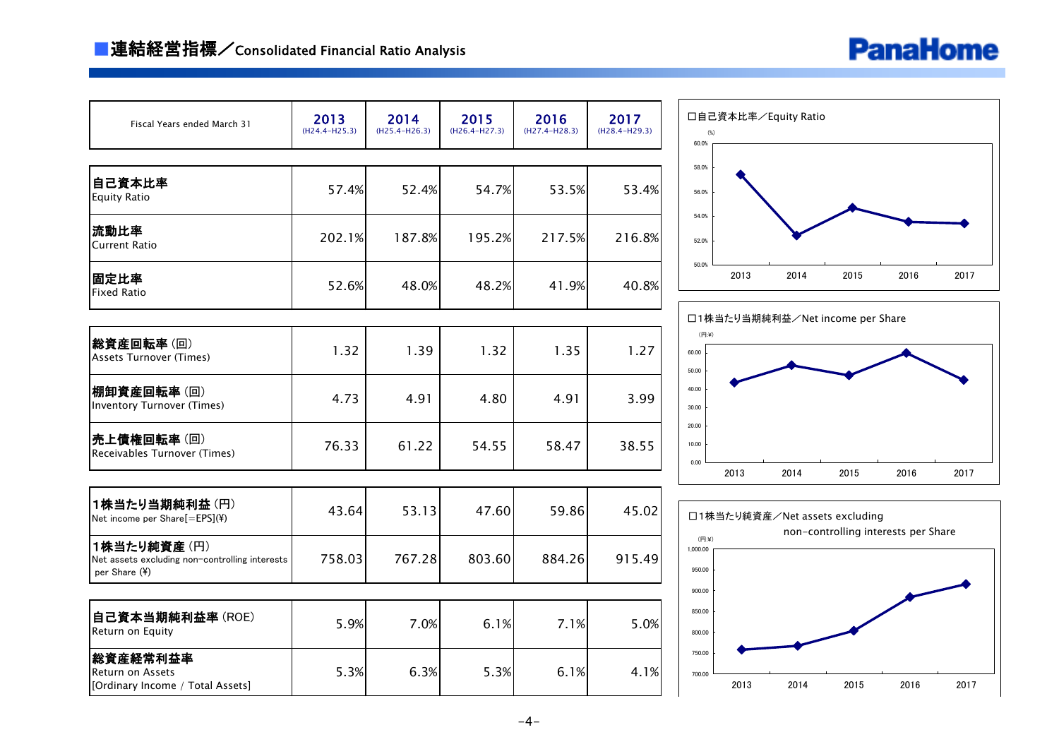## ■連結経営指標／Consolidated Financial Ratio Analysis

| Fiscal Years ended March 31 | 2013 (H24.4-H25.3) | 2014 (H25.4-H26.3) | 2015 (H26.4-H27.3) | 2016 (H27.4-H28.3) | 2017 (H28.4-H29.3) |
|---|---|---|---|---|---|
| **自己資本比率** Equity Ratio | 57.4% | 52.4% | 54.7% | 53.5% | 53.4% |
| **流動比率** Current Ratio | 202.1% | 187.8% | 195.2% | 217.5% | 216.8% |
| **固定比率** Fixed Ratio | 52.6% | 48.0% | 48.2% | 41.9% | 40.8% |
| **総資産回転率**（回） Assets Turnover (Times) | 1.32 | 1.39 | 1.32 | 1.35 | 1.27 |
| **棚卸資産回転率**（回） Inventory Turnover (Times) | 4.73 | 4.91 | 4.80 | 4.91 | 3.99 |
| **売上債権回転率**（回） Receivables Turnover (Times) | 76.33 | 61.22 | 54.55 | 58.47 | 38.55 |
| **1株当たり当期純利益**（円） Net income per Share[=EPS](¥) | 43.64 | 53.13 | 47.60 | 59.86 | 45.02 |
| **1株当たり純資産**（円） Net assets excluding non-controlling interests per Share (¥) | 758.03 | 767.28 | 803.60 | 884.26 | 915.49 |
| **自己資本当期純利益率**（ROE） Return on Equity | 5.9% | 7.0% | 6.1% | 7.1% | 5.0% |
| **総資産経常利益率** Return on Assets [Ordinary Income / Total Assets] | 5.3% | 6.3% | 5.3% | 6.1% | 4.1% |

□自己資本比率／Equity Ratio

□1株当たり当期純利益／Net income per Share

□1株当たり純資産／Net assets excluding non-controlling interests per Share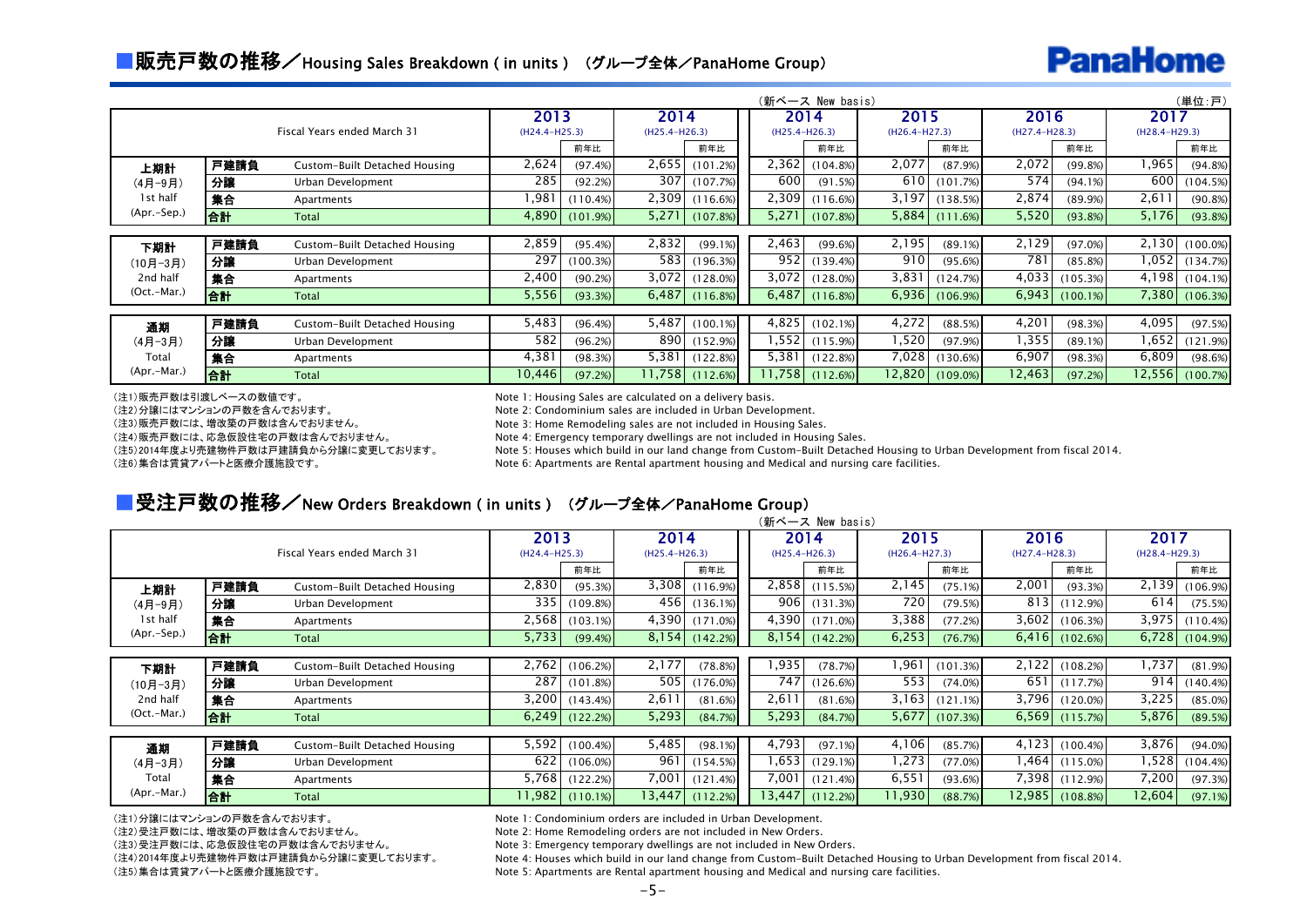## ■販売戸数の推移／Housing Sales Breakdown ( in units ) (グループ全体／PanaHome Group)

(新ベース New basis) (単位:戸)

| Fiscal Years ended March 31 | | | 2013 (H24.4-H25.3) | 前年比 | 2014 (H25.4-H26.3) | 前年比 | 2014 (H25.4-H26.3) | 前年比 | 2015 (H26.4-H27.3) | 前年比 | 2016 (H27.4-H28.3) | 前年比 | 2017 (H28.4-H29.3) | 前年比 |
|---|---|---|---|---|---|---|---|---|---|---|---|---|---|---|
| 上期計 (4月-9月) 1st half (Apr.-Sep.) | 戸建請負 | Custom-Built Detached Housing | 2,624 | (97.4%) | 2,655 | (101.2%) | 2,362 | (104.8%) | 2,077 | (87.9%) | 2,072 | (99.8%) | 1,965 | (94.8%) |
| | 分譲 | Urban Development | 285 | (92.2%) | 307 | (107.7%) | 600 | (91.5%) | 610 | (101.7%) | 574 | (94.1%) | 600 | (104.5%) |
| | 集合 | Apartments | 1,981 | (110.4%) | 2,309 | (116.6%) | 2,309 | (116.6%) | 3,197 | (138.5%) | 2,874 | (89.9%) | 2,611 | (90.8%) |
| | 合計 | Total | 4,890 | (101.9%) | 5,271 | (107.8%) | 5,271 | (107.8%) | 5,884 | (111.6%) | 5,520 | (93.8%) | 5,176 | (93.8%) |
| 下期計 (10月-3月) 2nd half (Oct.-Mar.) | 戸建請負 | Custom-Built Detached Housing | 2,859 | (95.4%) | 2,832 | (99.1%) | 2,463 | (99.6%) | 2,195 | (89.1%) | 2,129 | (97.0%) | 2,130 | (100.0%) |
| | 分譲 | Urban Development | 297 | (100.3%) | 583 | (196.3%) | 952 | (139.4%) | 910 | (95.6%) | 781 | (85.8%) | 1,052 | (134.7%) |
| | 集合 | Apartments | 2,400 | (90.2%) | 3,072 | (128.0%) | 3,072 | (128.0%) | 3,831 | (124.7%) | 4,033 | (105.3%) | 4,198 | (104.1%) |
| | 合計 | Total | 5,556 | (93.3%) | 6,487 | (116.8%) | 6,487 | (116.8%) | 6,936 | (106.9%) | 6,943 | (100.1%) | 7,380 | (106.3%) |
| 通期 (4月-3月) Total (Apr.-Mar.) | 戸建請負 | Custom-Built Detached Housing | 5,483 | (96.4%) | 5,487 | (100.1%) | 4,825 | (102.1%) | 4,272 | (88.5%) | 4,201 | (98.3%) | 4,095 | (97.5%) |
| | 分譲 | Urban Development | 582 | (96.2%) | 890 | (152.9%) | 1,552 | (115.9%) | 1,520 | (97.9%) | 1,355 | (89.1%) | 1,652 | (121.9%) |
| | 集合 | Apartments | 4,381 | (98.3%) | 5,381 | (122.8%) | 5,381 | (122.8%) | 7,028 | (130.6%) | 6,907 | (98.3%) | 6,809 | (98.6%) |
| | 合計 | Total | 10,446 | (97.2%) | 11,758 | (112.6%) | 11,758 | (112.6%) | 12,820 | (109.0%) | 12,463 | (97.2%) | 12,556 | (100.7%) |

(注1)販売戸数は引渡しベースの数値です。
(注2)分譲にはマンションの戸数を含んでおります。
(注3)販売戸数には、増改築の戸数は含んでおりません。
(注4)販売戸数には、応急仮設住宅の戸数は含んでおりません。
(注5)2014年度より売建物件戸数は戸建請負から分譲に変更しております。
(注6)集合は賃貸アパートと医療介護施設です。

Note 1: Housing Sales are calculated on a delivery basis.
Note 2: Condominium sales are included in Urban Development.
Note 3: Home Remodeling sales are not included in Housing Sales.
Note 4: Emergency temporary dwellings are not included in Housing Sales.
Note 5: Houses which build in our land change from Custom-Built Detached Housing to Urban Development from fiscal 2014.
Note 6: Apartments are Rental apartment housing and Medical and nursing care facilities.

## ■受注戸数の推移／New Orders Breakdown ( in units ) (グループ全体／PanaHome Group)

(新ベース New basis)

| Fiscal Years ended March 31 | | | 2013 (H24.4-H25.3) | 前年比 | 2014 (H25.4-H26.3) | 前年比 | 2014 (H25.4-H26.3) | 前年比 | 2015 (H26.4-H27.3) | 前年比 | 2016 (H27.4-H28.3) | 前年比 | 2017 (H28.4-H29.3) | 前年比 |
|---|---|---|---|---|---|---|---|---|---|---|---|---|---|---|
| 上期計 (4月-9月) 1st half (Apr.-Sep.) | 戸建請負 | Custom-Built Detached Housing | 2,830 | (95.3%) | 3,308 | (116.9%) | 2,858 | (115.5%) | 2,145 | (75.1%) | 2,001 | (93.3%) | 2,139 | (106.9%) |
| | 分譲 | Urban Development | 335 | (109.8%) | 456 | (136.1%) | 906 | (131.3%) | 720 | (79.5%) | 813 | (112.9%) | 614 | (75.5%) |
| | 集合 | Apartments | 2,568 | (103.1%) | 4,390 | (171.0%) | 4,390 | (171.0%) | 3,388 | (77.2%) | 3,602 | (106.3%) | 3,975 | (110.4%) |
| | 合計 | Total | 5,733 | (99.4%) | 8,154 | (142.2%) | 8,154 | (142.2%) | 6,253 | (76.7%) | 6,416 | (102.6%) | 6,728 | (104.9%) |
| 下期計 (10月-3月) 2nd half (Oct.-Mar.) | 戸建請負 | Custom-Built Detached Housing | 2,762 | (106.2%) | 2,177 | (78.8%) | 1,935 | (78.7%) | 1,961 | (101.3%) | 2,122 | (108.2%) | 1,737 | (81.9%) |
| | 分譲 | Urban Development | 287 | (101.8%) | 505 | (176.0%) | 747 | (126.6%) | 553 | (74.0%) | 651 | (117.7%) | 914 | (140.4%) |
| | 集合 | Apartments | 3,200 | (143.4%) | 2,611 | (81.6%) | 2,611 | (81.6%) | 3,163 | (121.1%) | 3,796 | (120.0%) | 3,225 | (85.0%) |
| | 合計 | Total | 6,249 | (122.2%) | 5,293 | (84.7%) | 5,293 | (84.7%) | 5,677 | (107.3%) | 6,569 | (115.7%) | 5,876 | (89.5%) |
| 通期 (4月-3月) Total (Apr.-Mar.) | 戸建請負 | Custom-Built Detached Housing | 5,592 | (100.4%) | 5,485 | (98.1%) | 4,793 | (97.1%) | 4,106 | (85.7%) | 4,123 | (100.4%) | 3,876 | (94.0%) |
| | 分譲 | Urban Development | 622 | (106.0%) | 961 | (154.5%) | 1,653 | (129.1%) | 1,273 | (77.0%) | 1,464 | (115.0%) | 1,528 | (104.4%) |
| | 集合 | Apartments | 5,768 | (122.2%) | 7,001 | (121.4%) | 7,001 | (121.4%) | 6,551 | (93.6%) | 7,398 | (112.9%) | 7,200 | (97.3%) |
| | 合計 | Total | 11,982 | (110.1%) | 13,447 | (112.2%) | 13,447 | (112.2%) | 11,930 | (88.7%) | 12,985 | (108.8%) | 12,604 | (97.1%) |

(注1)分譲にはマンションの戸数を含んでおります。
(注2)受注戸数には、増改築の戸数は含んでおりません。
(注3)受注戸数には、応急仮設住宅の戸数は含んでおりません。
(注4)2014年度より売建物件戸数は戸建請負から分譲に変更しております。
(注5)集合は賃貸アパートと医療介護施設です。

Note 1: Condominium orders are included in Urban Development.
Note 2: Home Remodeling orders are not included in New Orders.
Note 3: Emergency temporary dwellings are not included in New Orders.
Note 4: Houses which build in our land change from Custom-Built Detached Housing to Urban Development from fiscal 2014.
Note 5: Apartments are Rental apartment housing and Medical and nursing care facilities.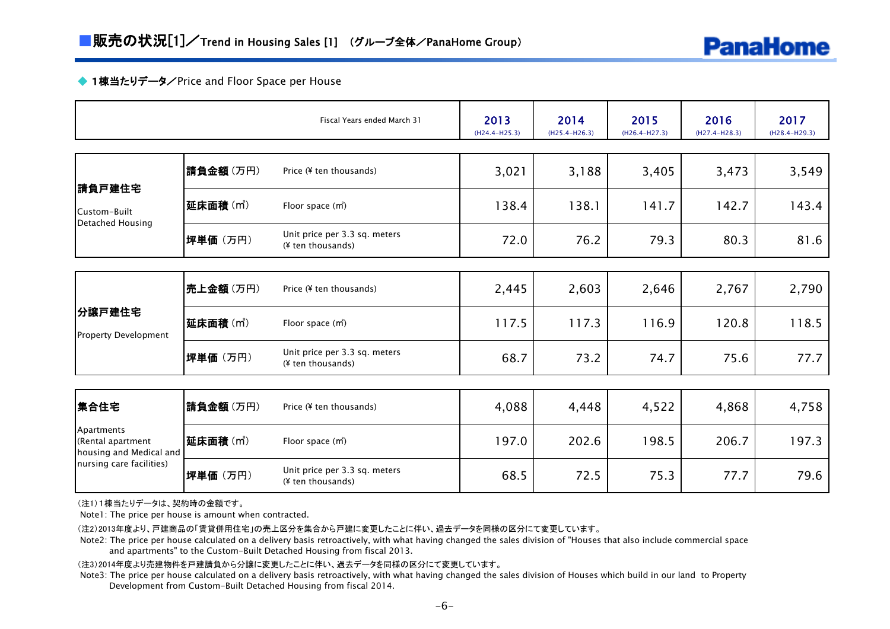# ■販売の状況[1]／Trend in Housing Sales [1] （グループ全体／PanaHome Group）

◆ 1棟当たりデータ／Price and Floor Space per House

| | | Fiscal Years ended March 31 | 2013 (H24.4-H25.3) | 2014 (H25.4-H26.3) | 2015 (H26.4-H27.3) | 2016 (H27.4-H28.3) | 2017 (H28.4-H29.3) |
|---|---|---|---|---|---|---|---|
| 請負戸建住宅 Custom-Built Detached Housing | 請負金額（万円） | Price (¥ ten thousands) | 3,021 | 3,188 | 3,405 | 3,473 | 3,549 |
| | 延床面積（㎡） | Floor space (㎡) | 138.4 | 138.1 | 141.7 | 142.7 | 143.4 |
| | 坪単価（万円） | Unit price per 3.3 sq. meters (¥ ten thousands) | 72.0 | 76.2 | 79.3 | 80.3 | 81.6 |
| 分譲戸建住宅 Property Development | 売上金額（万円） | Price (¥ ten thousands) | 2,445 | 2,603 | 2,646 | 2,767 | 2,790 |
| | 延床面積（㎡） | Floor space (㎡) | 117.5 | 117.3 | 116.9 | 120.8 | 118.5 |
| | 坪単価（万円） | Unit price per 3.3 sq. meters (¥ ten thousands) | 68.7 | 73.2 | 74.7 | 75.6 | 77.7 |
| 集合住宅 Apartments (Rental apartment housing and Medical and nursing care facilities) | 請負金額（万円） | Price (¥ ten thousands) | 4,088 | 4,448 | 4,522 | 4,868 | 4,758 |
| | 延床面積（㎡） | Floor space (㎡) | 197.0 | 202.6 | 198.5 | 206.7 | 197.3 |
| | 坪単価（万円） | Unit price per 3.3 sq. meters (¥ ten thousands) | 68.5 | 72.5 | 75.3 | 77.7 | 79.6 |

（注1）1棟当たりデータは、契約時の金額です。
Note1: The price per house is amount when contracted.

（注2）2013年度より、戸建商品の「賃貸併用住宅」の売上区分を集合から戸建に変更したことに伴い、過去データを同様の区分にて変更しています。
Note2: The price per house calculated on a delivery basis retroactively, with what having changed the sales division of "Houses that also include commercial space and apartments" to the Custom-Built Detached Housing from fiscal 2013.

（注3）2014年度より売建物件を戸建請負から分譲に変更したことに伴い、過去データを同様の区分にて変更しています。
Note3: The price per house calculated on a delivery basis retroactively, with what having changed the sales division of Houses which build in our land to Property Development from Custom-Built Detached Housing from fiscal 2014.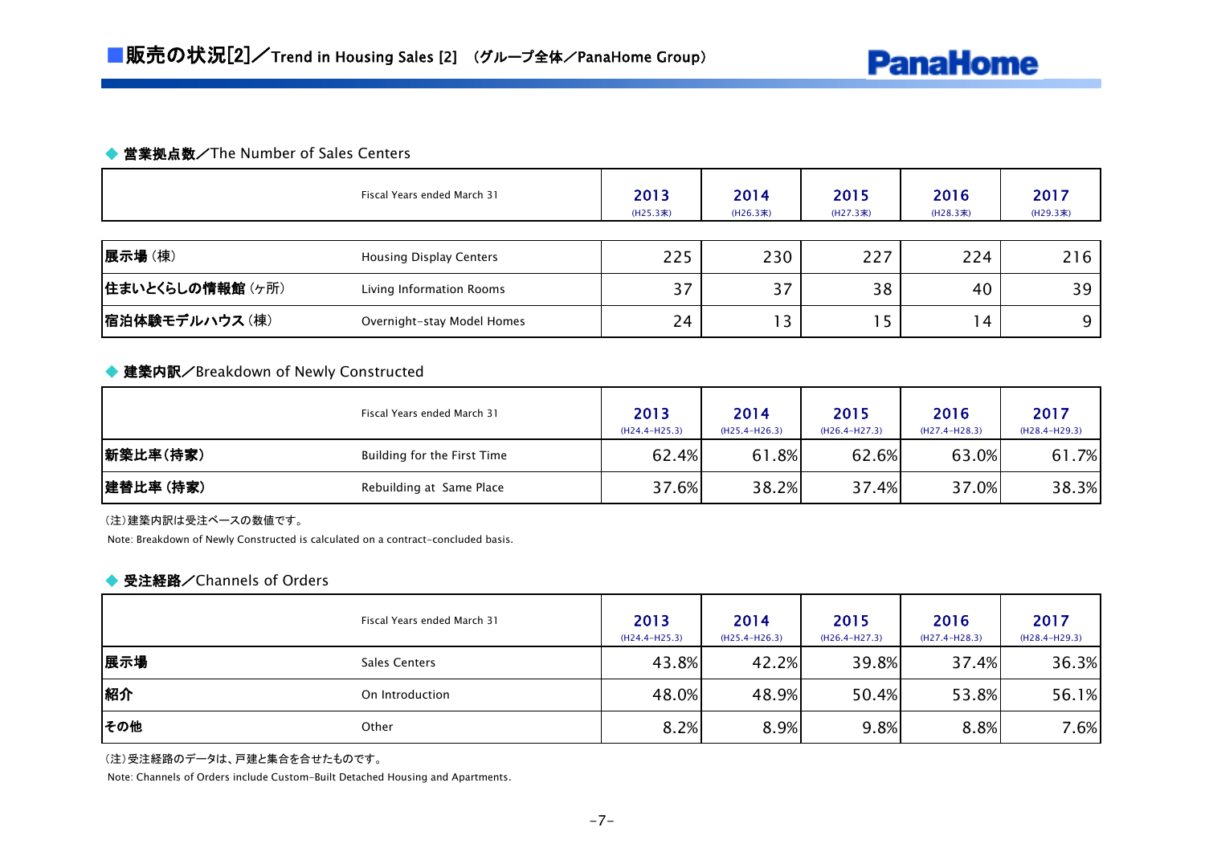# ■販売の状況[2]／Trend in Housing Sales [2] （グループ全体／PanaHome Group）

PanaHome

### ◆ 営業拠点数／The Number of Sales Centers

| | Fiscal Years ended March 31 | 2013 (H25.3末) | 2014 (H26.3末) | 2015 (H27.3末) | 2016 (H28.3末) | 2017 (H29.3末) |
|---|---|---|---|---|---|---|
| **展示場**（棟） | Housing Display Centers | 225 | 230 | 227 | 224 | 216 |
| **住まいとくらしの情報館**（ヶ所） | Living Information Rooms | 37 | 37 | 38 | 40 | 39 |
| **宿泊体験モデルハウス**（棟） | Overnight-stay Model Homes | 24 | 13 | 15 | 14 | 9 |

### ◆ 建築内訳／Breakdown of Newly Constructed

| | Fiscal Years ended March 31 | 2013 (H24.4-H25.3) | 2014 (H25.4-H26.3) | 2015 (H26.4-H27.3) | 2016 (H27.4-H28.3) | 2017 (H28.4-H29.3) |
|---|---|---|---|---|---|---|
| **新築比率(持家)** | Building for the First Time | 62.4% | 61.8% | 62.6% | 63.0% | 61.7% |
| **建替比率 (持家)** | Rebuilding at Same Place | 37.6% | 38.2% | 37.4% | 37.0% | 38.3% |

（注）建築内訳は受注ベースの数値です。

Note: Breakdown of Newly Constructed is calculated on a contract-concluded basis.

### ◆ 受注経路／Channels of Orders

| | Fiscal Years ended March 31 | 2013 (H24.4-H25.3) | 2014 (H25.4-H26.3) | 2015 (H26.4-H27.3) | 2016 (H27.4-H28.3) | 2017 (H28.4-H29.3) |
|---|---|---|---|---|---|---|
| **展示場** | Sales Centers | 43.8% | 42.2% | 39.8% | 37.4% | 36.3% |
| **紹介** | On Introduction | 48.0% | 48.9% | 50.4% | 53.8% | 56.1% |
| **その他** | Other | 8.2% | 8.9% | 9.8% | 8.8% | 7.6% |

（注）受注経路のデータは、戸建と集合を合せたものです。

Note: Channels of Orders include Custom-Built Detached Housing and Apartments.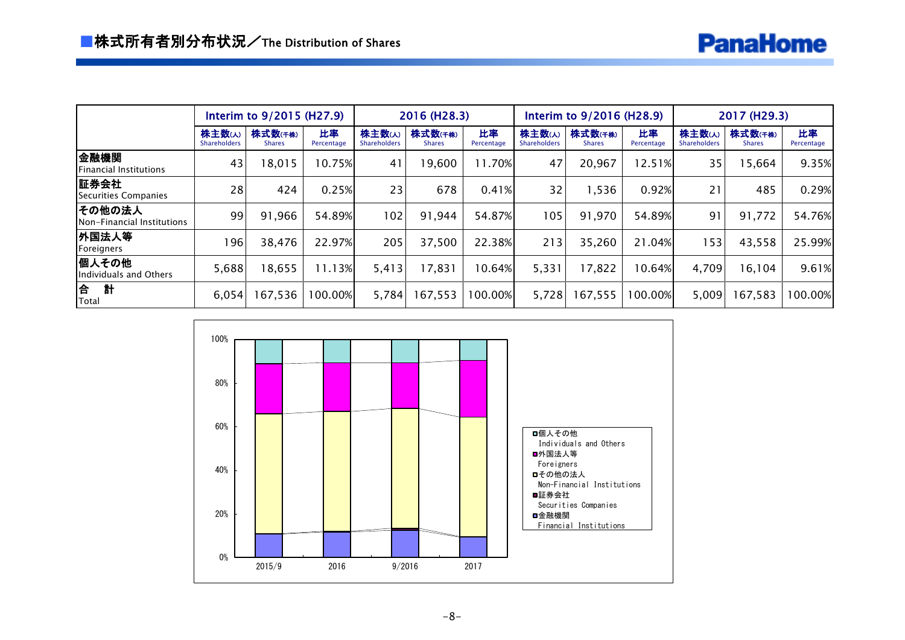## ■株式所有者別分布状況／The Distribution of Shares

| | Interim to 9/2015 (H27.9) | | | 2016 (H28.3) | | | Interim to 9/2016 (H28.9) | | | 2017 (H29.3) | | |
|---|---|---|---|---|---|---|---|---|---|---|---|---|
| | 株主数(人) Shareholders | 株式数(千株) Shares | 比率 Percentage | 株主数(人) Shareholders | 株式数(千株) Shares | 比率 Percentage | 株主数(人) Shareholders | 株式数(千株) Shares | 比率 Percentage | 株主数(人) Shareholders | 株式数(千株) Shares | 比率 Percentage |
| 金融機関 Financial Institutions | 43 | 18,015 | 10.75% | 41 | 19,600 | 11.70% | 47 | 20,967 | 12.51% | 35 | 15,664 | 9.35% |
| 証券会社 Securities Companies | 28 | 424 | 0.25% | 23 | 678 | 0.41% | 32 | 1,536 | 0.92% | 21 | 485 | 0.29% |
| その他の法人 Non-Financial Institutions | 99 | 91,966 | 54.89% | 102 | 91,944 | 54.87% | 105 | 91,970 | 54.89% | 91 | 91,772 | 54.76% |
| 外国法人等 Foreigners | 196 | 38,476 | 22.97% | 205 | 37,500 | 22.38% | 213 | 35,260 | 21.04% | 153 | 43,558 | 25.99% |
| 個人その他 Individuals and Others | 5,688 | 18,655 | 11.13% | 5,413 | 17,831 | 10.64% | 5,331 | 17,822 | 10.64% | 4,709 | 16,104 | 9.61% |
| 合　計 Total | 6,054 | 167,536 | 100.00% | 5,784 | 167,553 | 100.00% | 5,728 | 167,555 | 100.00% | 5,009 | 167,583 | 100.00% |

100%
80%
60%
40%
20%
0%
2015/9
2016
9/2016
2017

個人その他 Individuals and Others
外国法人等 Foreigners
その他の法人 Non-Financial Institutions
証券会社 Securities Companies
金融機関 Financial Institutions